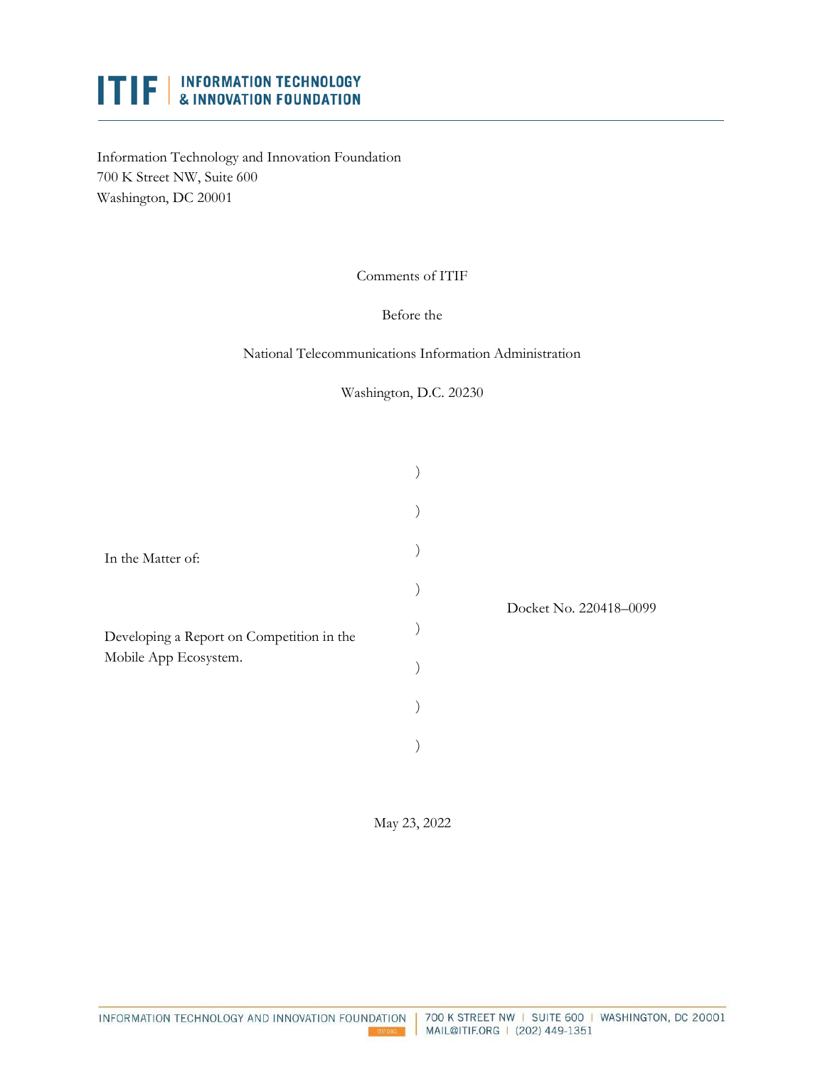**ITIF | INFORMATION TECHNOLOGY & INNOVATION FOUNDATION**

Information Technology and Innovation Foundation
700 K Street NW, Suite 600
Washington, DC 20001

Comments of ITIF

Before the

National Telecommunications Information Administration

Washington, D.C. 20230

| | | |
|---|---|---|
| | ) | |
| | ) | |
| In the Matter of: | ) | |
| | ) | Docket No. 220418–0099 |
| Developing a Report on Competition in the Mobile App Ecosystem. | ) | |
| | ) | |
| | ) | |
| | ) | |

May 23, 2022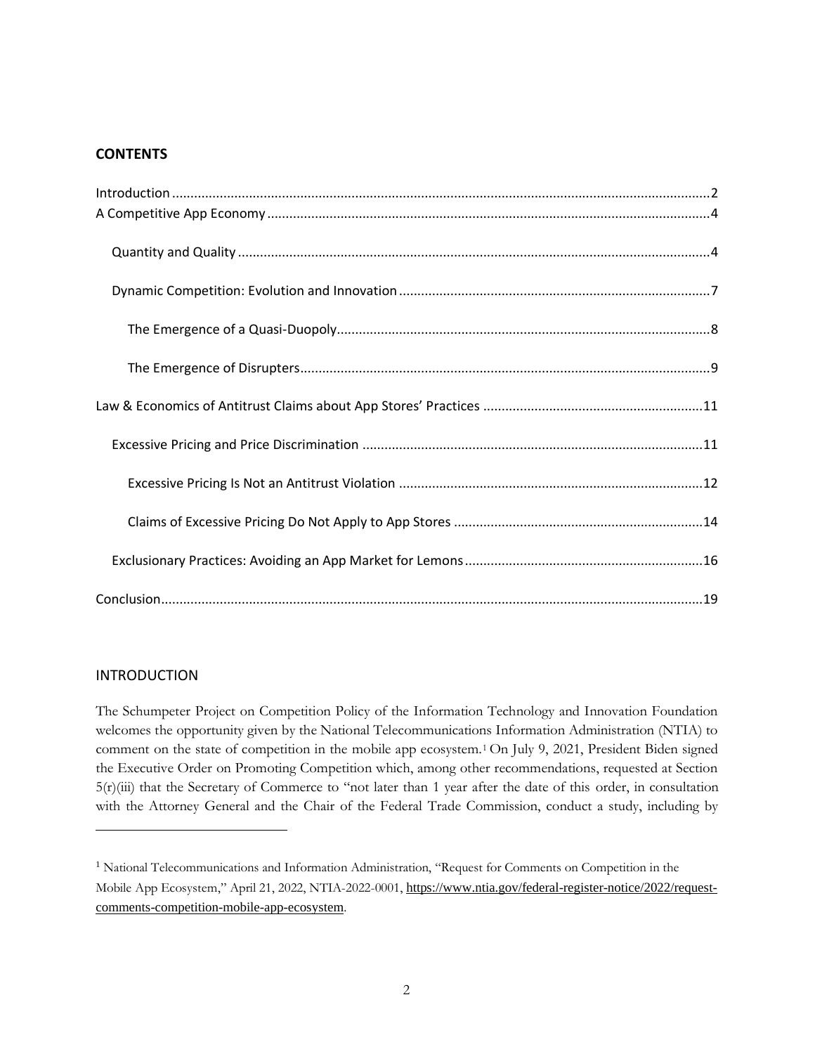## CONTENTS

Introduction ........................................................................................................................................2

A Competitive App Economy ...............................................................................................................4

- Quantity and Quality ......................................................................................................................4
- Dynamic Competition: Evolution and Innovation ..........................................................................7
  - The Emergence of a Quasi-Duopoly..........................................................................................8
  - The Emergence of Disrupters.....................................................................................................9

Law & Economics of Antitrust Claims about App Stores' Practices ...................................................11

- Excessive Pricing and Price Discrimination ..................................................................................11
  - Excessive Pricing Is Not an Antitrust Violation .........................................................................12
  - Claims of Excessive Pricing Do Not Apply to App Stores ..........................................................14
- Exclusionary Practices: Avoiding an App Market for Lemons.......................................................16

Conclusion...........................................................................................................................................19

## INTRODUCTION

The Schumpeter Project on Competition Policy of the Information Technology and Innovation Foundation welcomes the opportunity given by the National Telecommunications Information Administration (NTIA) to comment on the state of competition in the mobile app ecosystem.[1] On July 9, 2021, President Biden signed the Executive Order on Promoting Competition which, among other recommendations, requested at Section 5(r)(iii) that the Secretary of Commerce to "not later than 1 year after the date of this order, in consultation with the Attorney General and the Chair of the Federal Trade Commission, conduct a study, including by

---

[1] National Telecommunications and Information Administration, "Request for Comments on Competition in the Mobile App Ecosystem," April 21, 2022, NTIA-2022-0001, https://www.ntia.gov/federal-register-notice/2022/request-comments-competition-mobile-app-ecosystem.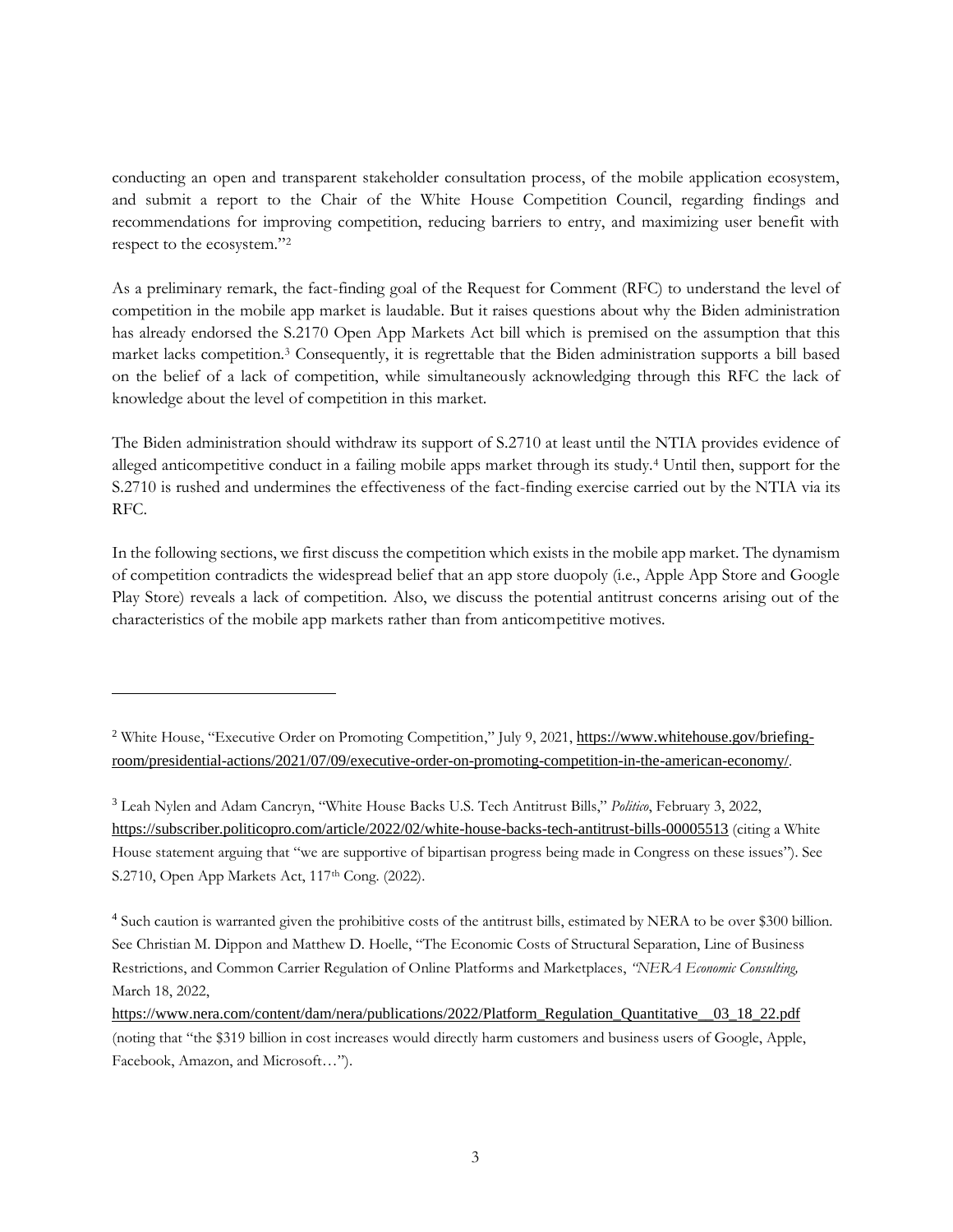conducting an open and transparent stakeholder consultation process, of the mobile application ecosystem, and submit a report to the Chair of the White House Competition Council, regarding findings and recommendations for improving competition, reducing barriers to entry, and maximizing user benefit with respect to the ecosystem."[2]

As a preliminary remark, the fact-finding goal of the Request for Comment (RFC) to understand the level of competition in the mobile app market is laudable. But it raises questions about why the Biden administration has already endorsed the S.2170 Open App Markets Act bill which is premised on the assumption that this market lacks competition.[3] Consequently, it is regrettable that the Biden administration supports a bill based on the belief of a lack of competition, while simultaneously acknowledging through this RFC the lack of knowledge about the level of competition in this market.

The Biden administration should withdraw its support of S.2710 at least until the NTIA provides evidence of alleged anticompetitive conduct in a failing mobile apps market through its study.[4] Until then, support for the S.2710 is rushed and undermines the effectiveness of the fact-finding exercise carried out by the NTIA via its RFC.

In the following sections, we first discuss the competition which exists in the mobile app market. The dynamism of competition contradicts the widespread belief that an app store duopoly (i.e., Apple App Store and Google Play Store) reveals a lack of competition. Also, we discuss the potential antitrust concerns arising out of the characteristics of the mobile app markets rather than from anticompetitive motives.

---

[2] White House, "Executive Order on Promoting Competition," July 9, 2021, https://www.whitehouse.gov/briefing-room/presidential-actions/2021/07/09/executive-order-on-promoting-competition-in-the-american-economy/.

[3] Leah Nylen and Adam Cancryn, "White House Backs U.S. Tech Antitrust Bills," *Politico*, February 3, 2022, https://subscriber.politicopro.com/article/2022/02/white-house-backs-tech-antitrust-bills-00005513 (citing a White House statement arguing that "we are supportive of bipartisan progress being made in Congress on these issues"). See S.2710, Open App Markets Act, 117th Cong. (2022).

[4] Such caution is warranted given the prohibitive costs of the antitrust bills, estimated by NERA to be over $300 billion. See Christian M. Dippon and Matthew D. Hoelle, "The Economic Costs of Structural Separation, Line of Business Restrictions, and Common Carrier Regulation of Online Platforms and Marketplaces, *"NERA Economic Consulting,* March 18, 2022, https://www.nera.com/content/dam/nera/publications/2022/Platform_Regulation_Quantitative__03_18_22.pdf (noting that "the $319 billion in cost increases would directly harm customers and business users of Google, Apple, Facebook, Amazon, and Microsoft…").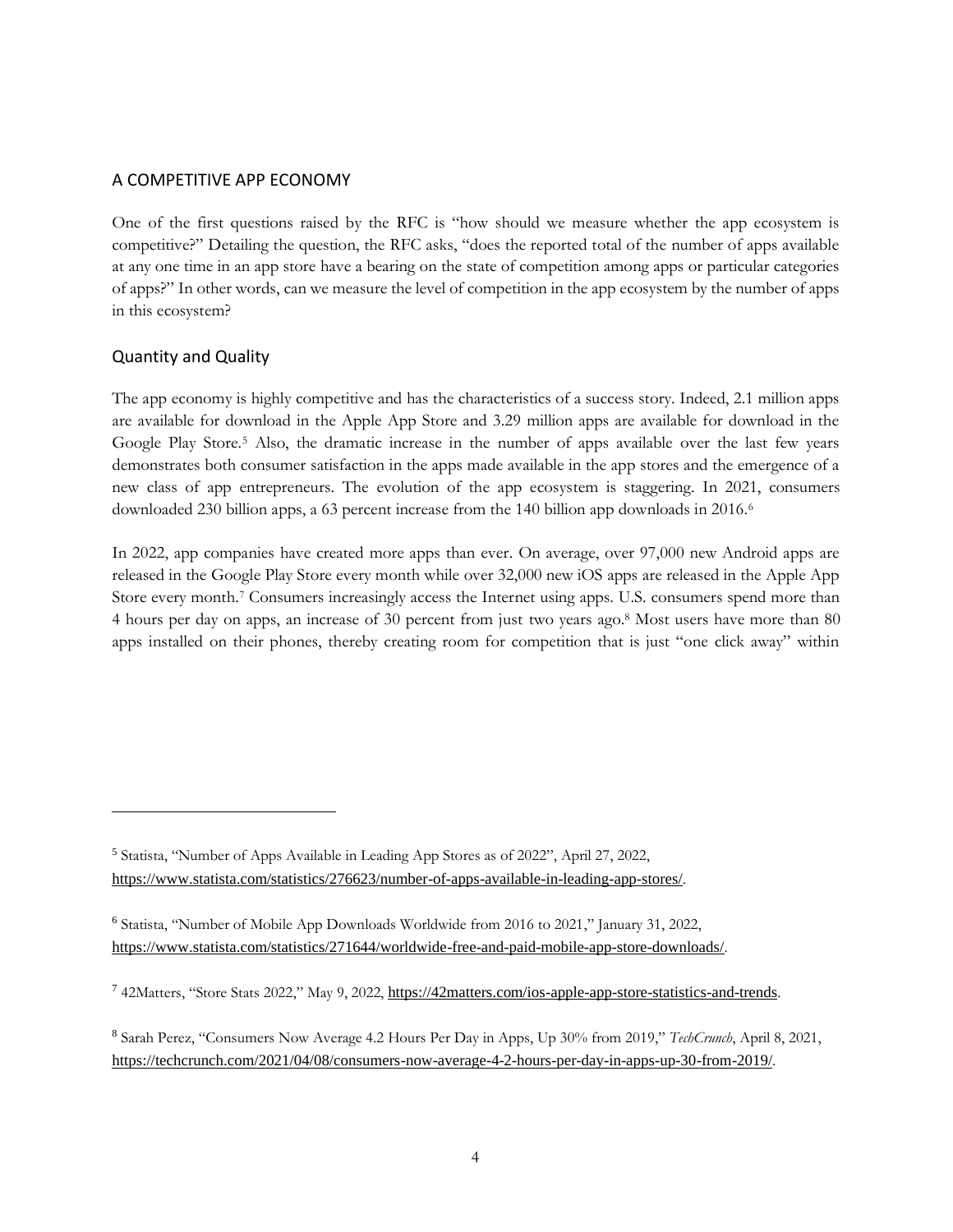## A COMPETITIVE APP ECONOMY

One of the first questions raised by the RFC is "how should we measure whether the app ecosystem is competitive?" Detailing the question, the RFC asks, "does the reported total of the number of apps available at any one time in an app store have a bearing on the state of competition among apps or particular categories of apps?" In other words, can we measure the level of competition in the app ecosystem by the number of apps in this ecosystem?

### Quantity and Quality

The app economy is highly competitive and has the characteristics of a success story. Indeed, 2.1 million apps are available for download in the Apple App Store and 3.29 million apps are available for download in the Google Play Store.[5] Also, the dramatic increase in the number of apps available over the last few years demonstrates both consumer satisfaction in the apps made available in the app stores and the emergence of a new class of app entrepreneurs. The evolution of the app ecosystem is staggering. In 2021, consumers downloaded 230 billion apps, a 63 percent increase from the 140 billion app downloads in 2016.[6]

In 2022, app companies have created more apps than ever. On average, over 97,000 new Android apps are released in the Google Play Store every month while over 32,000 new iOS apps are released in the Apple App Store every month.[7] Consumers increasingly access the Internet using apps. U.S. consumers spend more than 4 hours per day on apps, an increase of 30 percent from just two years ago.[8] Most users have more than 80 apps installed on their phones, thereby creating room for competition that is just "one click away" within

---

[5] Statista, "Number of Apps Available in Leading App Stores as of 2022", April 27, 2022, https://www.statista.com/statistics/276623/number-of-apps-available-in-leading-app-stores/.

[6] Statista, "Number of Mobile App Downloads Worldwide from 2016 to 2021," January 31, 2022, https://www.statista.com/statistics/271644/worldwide-free-and-paid-mobile-app-store-downloads/.

[7] 42Matters, "Store Stats 2022," May 9, 2022, https://42matters.com/ios-apple-app-store-statistics-and-trends.

[8] Sarah Perez, "Consumers Now Average 4.2 Hours Per Day in Apps, Up 30% from 2019," *TechCrunch*, April 8, 2021, https://techcrunch.com/2021/04/08/consumers-now-average-4-2-hours-per-day-in-apps-up-30-from-2019/.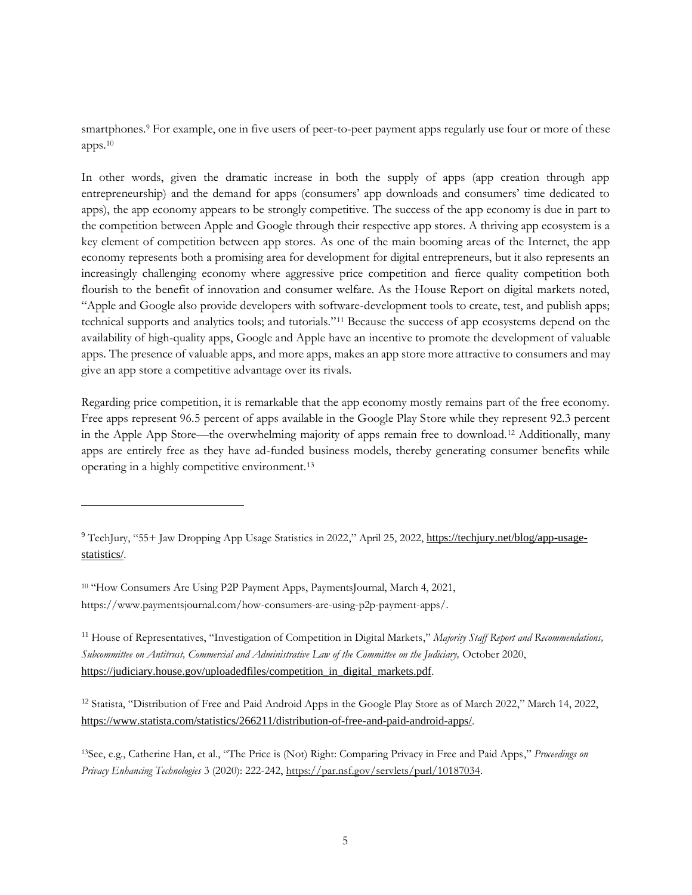smartphones.[9] For example, one in five users of peer-to-peer payment apps regularly use four or more of these apps.[10]

In other words, given the dramatic increase in both the supply of apps (app creation through app entrepreneurship) and the demand for apps (consumers' app downloads and consumers' time dedicated to apps), the app economy appears to be strongly competitive. The success of the app economy is due in part to the competition between Apple and Google through their respective app stores. A thriving app ecosystem is a key element of competition between app stores. As one of the main booming areas of the Internet, the app economy represents both a promising area for development for digital entrepreneurs, but it also represents an increasingly challenging economy where aggressive price competition and fierce quality competition both flourish to the benefit of innovation and consumer welfare. As the House Report on digital markets noted, "Apple and Google also provide developers with software-development tools to create, test, and publish apps; technical supports and analytics tools; and tutorials."[11] Because the success of app ecosystems depend on the availability of high-quality apps, Google and Apple have an incentive to promote the development of valuable apps. The presence of valuable apps, and more apps, makes an app store more attractive to consumers and may give an app store a competitive advantage over its rivals.

Regarding price competition, it is remarkable that the app economy mostly remains part of the free economy. Free apps represent 96.5 percent of apps available in the Google Play Store while they represent 92.3 percent in the Apple App Store—the overwhelming majority of apps remain free to download.[12] Additionally, many apps are entirely free as they have ad-funded business models, thereby generating consumer benefits while operating in a highly competitive environment.[13]

---

[9] TechJury, "55+ Jaw Dropping App Usage Statistics in 2022," April 25, 2022, https://techjury.net/blog/app-usage-statistics/.

[10] "How Consumers Are Using P2P Payment Apps, PaymentsJournal, March 4, 2021, https://www.paymentsjournal.com/how-consumers-are-using-p2p-payment-apps/.

[11] House of Representatives, "Investigation of Competition in Digital Markets," *Majority Staff Report and Recommendations, Subcommittee on Antitrust, Commercial and Administrative Law of the Committee on the Judiciary,* October 2020, https://judiciary.house.gov/uploadedfiles/competition_in_digital_markets.pdf.

[12] Statista, "Distribution of Free and Paid Android Apps in the Google Play Store as of March 2022," March 14, 2022, https://www.statista.com/statistics/266211/distribution-of-free-and-paid-android-apps/.

[13] See, e.g., Catherine Han, et al., "The Price is (Not) Right: Comparing Privacy in Free and Paid Apps," *Proceedings on Privacy Enhancing Technologies* 3 (2020): 222-242, https://par.nsf.gov/servlets/purl/10187034.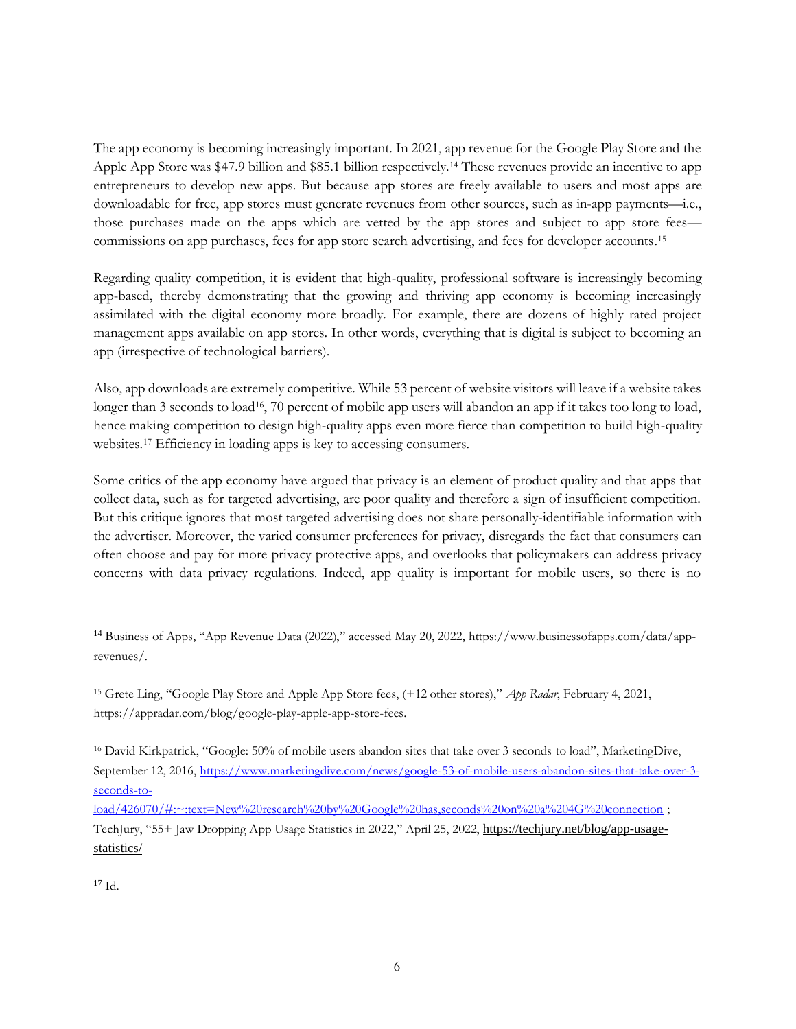The app economy is becoming increasingly important. In 2021, app revenue for the Google Play Store and the Apple App Store was $47.9 billion and $85.1 billion respectively.[14] These revenues provide an incentive to app entrepreneurs to develop new apps. But because app stores are freely available to users and most apps are downloadable for free, app stores must generate revenues from other sources, such as in-app payments—i.e., those purchases made on the apps which are vetted by the app stores and subject to app store fees—commissions on app purchases, fees for app store search advertising, and fees for developer accounts.[15]

Regarding quality competition, it is evident that high-quality, professional software is increasingly becoming app-based, thereby demonstrating that the growing and thriving app economy is becoming increasingly assimilated with the digital economy more broadly. For example, there are dozens of highly rated project management apps available on app stores. In other words, everything that is digital is subject to becoming an app (irrespective of technological barriers).

Also, app downloads are extremely competitive. While 53 percent of website visitors will leave if a website takes longer than 3 seconds to load[16], 70 percent of mobile app users will abandon an app if it takes too long to load, hence making competition to design high-quality apps even more fierce than competition to build high-quality websites.[17] Efficiency in loading apps is key to accessing consumers.

Some critics of the app economy have argued that privacy is an element of product quality and that apps that collect data, such as for targeted advertising, are poor quality and therefore a sign of insufficient competition. But this critique ignores that most targeted advertising does not share personally-identifiable information with the advertiser. Moreover, the varied consumer preferences for privacy, disregards the fact that consumers can often choose and pay for more privacy protective apps, and overlooks that policymakers can address privacy concerns with data privacy regulations. Indeed, app quality is important for mobile users, so there is no

---

[14] Business of Apps, "App Revenue Data (2022)," accessed May 20, 2022, https://www.businessofapps.com/data/app-revenues/.

[15] Grete Ling, "Google Play Store and Apple App Store fees, (+12 other stores)," *App Radar*, February 4, 2021, https://appradar.com/blog/google-play-apple-app-store-fees.

[16] David Kirkpatrick, "Google: 50% of mobile users abandon sites that take over 3 seconds to load", MarketingDive, September 12, 2016, https://www.marketingdive.com/news/google-53-of-mobile-users-abandon-sites-that-take-over-3-seconds-to-load/426070/#:~:text=New%20research%20by%20Google%20has,seconds%20on%20a%204G%20connection ; TechJury, "55+ Jaw Dropping App Usage Statistics in 2022," April 25, 2022, https://techjury.net/blog/app-usage-statistics/

[17] Id.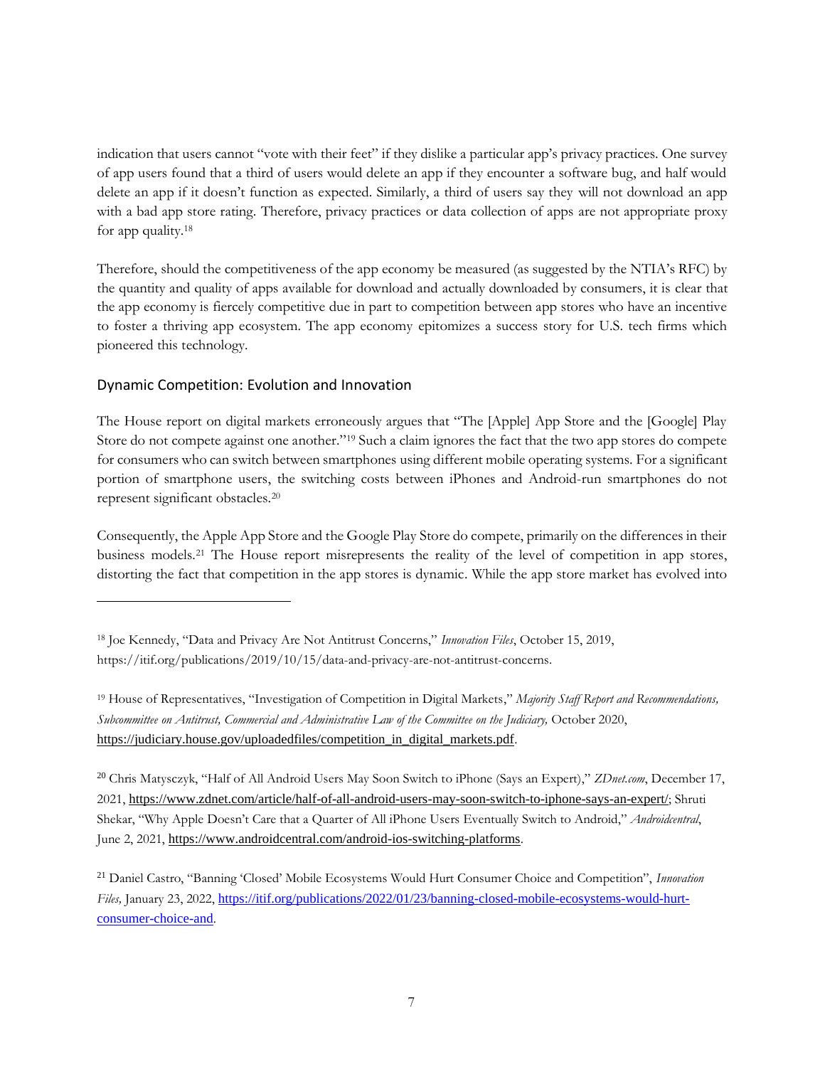indication that users cannot "vote with their feet" if they dislike a particular app's privacy practices. One survey of app users found that a third of users would delete an app if they encounter a software bug, and half would delete an app if it doesn't function as expected. Similarly, a third of users say they will not download an app with a bad app store rating. Therefore, privacy practices or data collection of apps are not appropriate proxy for app quality.[18]

Therefore, should the competitiveness of the app economy be measured (as suggested by the NTIA's RFC) by the quantity and quality of apps available for download and actually downloaded by consumers, it is clear that the app economy is fiercely competitive due in part to competition between app stores who have an incentive to foster a thriving app ecosystem. The app economy epitomizes a success story for U.S. tech firms which pioneered this technology.

## Dynamic Competition: Evolution and Innovation

The House report on digital markets erroneously argues that "The [Apple] App Store and the [Google] Play Store do not compete against one another."[19] Such a claim ignores the fact that the two app stores do compete for consumers who can switch between smartphones using different mobile operating systems. For a significant portion of smartphone users, the switching costs between iPhones and Android-run smartphones do not represent significant obstacles.[20]

Consequently, the Apple App Store and the Google Play Store do compete, primarily on the differences in their business models.[21] The House report misrepresents the reality of the level of competition in app stores, distorting the fact that competition in the app stores is dynamic. While the app store market has evolved into

---

[18] Joe Kennedy, "Data and Privacy Are Not Antitrust Concerns," *Innovation Files*, October 15, 2019, https://itif.org/publications/2019/10/15/data-and-privacy-are-not-antitrust-concerns.

[19] House of Representatives, "Investigation of Competition in Digital Markets," *Majority Staff Report and Recommendations, Subcommittee on Antitrust, Commercial and Administrative Law of the Committee on the Judiciary,* October 2020, https://judiciary.house.gov/uploadedfiles/competition_in_digital_markets.pdf.

[20] Chris Matyszczyk, "Half of All Android Users May Soon Switch to iPhone (Says an Expert)," *ZDnet.com*, December 17, 2021, https://www.zdnet.com/article/half-of-all-android-users-may-soon-switch-to-iphone-says-an-expert/; Shruti Shekar, "Why Apple Doesn't Care that a Quarter of All iPhone Users Eventually Switch to Android," *Androidcentral*, June 2, 2021, https://www.androidcentral.com/android-ios-switching-platforms.

[21] Daniel Castro, "Banning 'Closed' Mobile Ecosystems Would Hurt Consumer Choice and Competition", *Innovation Files,* January 23, 2022, https://itif.org/publications/2022/01/23/banning-closed-mobile-ecosystems-would-hurt-consumer-choice-and.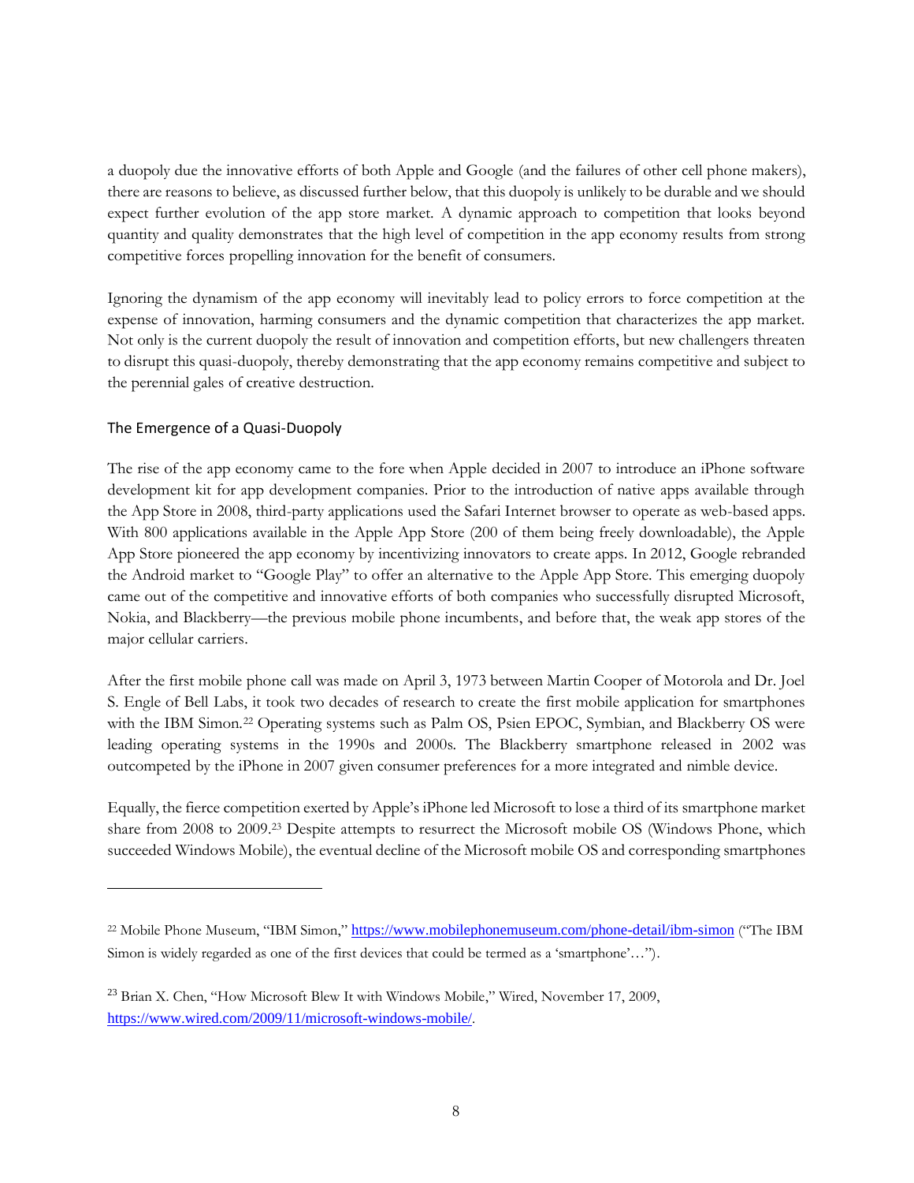a duopoly due the innovative efforts of both Apple and Google (and the failures of other cell phone makers), there are reasons to believe, as discussed further below, that this duopoly is unlikely to be durable and we should expect further evolution of the app store market. A dynamic approach to competition that looks beyond quantity and quality demonstrates that the high level of competition in the app economy results from strong competitive forces propelling innovation for the benefit of consumers.

Ignoring the dynamism of the app economy will inevitably lead to policy errors to force competition at the expense of innovation, harming consumers and the dynamic competition that characterizes the app market. Not only is the current duopoly the result of innovation and competition efforts, but new challengers threaten to disrupt this quasi-duopoly, thereby demonstrating that the app economy remains competitive and subject to the perennial gales of creative destruction.

## The Emergence of a Quasi-Duopoly

The rise of the app economy came to the fore when Apple decided in 2007 to introduce an iPhone software development kit for app development companies. Prior to the introduction of native apps available through the App Store in 2008, third-party applications used the Safari Internet browser to operate as web-based apps. With 800 applications available in the Apple App Store (200 of them being freely downloadable), the Apple App Store pioneered the app economy by incentivizing innovators to create apps. In 2012, Google rebranded the Android market to "Google Play" to offer an alternative to the Apple App Store. This emerging duopoly came out of the competitive and innovative efforts of both companies who successfully disrupted Microsoft, Nokia, and Blackberry—the previous mobile phone incumbents, and before that, the weak app stores of the major cellular carriers.

After the first mobile phone call was made on April 3, 1973 between Martin Cooper of Motorola and Dr. Joel S. Engle of Bell Labs, it took two decades of research to create the first mobile application for smartphones with the IBM Simon.[22] Operating systems such as Palm OS, Psien EPOC, Symbian, and Blackberry OS were leading operating systems in the 1990s and 2000s. The Blackberry smartphone released in 2002 was outcompeted by the iPhone in 2007 given consumer preferences for a more integrated and nimble device.

Equally, the fierce competition exerted by Apple's iPhone led Microsoft to lose a third of its smartphone market share from 2008 to 2009.[23] Despite attempts to resurrect the Microsoft mobile OS (Windows Phone, which succeeded Windows Mobile), the eventual decline of the Microsoft mobile OS and corresponding smartphones

---

[22] Mobile Phone Museum, "IBM Simon," https://www.mobilephonemuseum.com/phone-detail/ibm-simon ("The IBM Simon is widely regarded as one of the first devices that could be termed as a 'smartphone'…").

[23] Brian X. Chen, "How Microsoft Blew It with Windows Mobile," Wired, November 17, 2009, https://www.wired.com/2009/11/microsoft-windows-mobile/.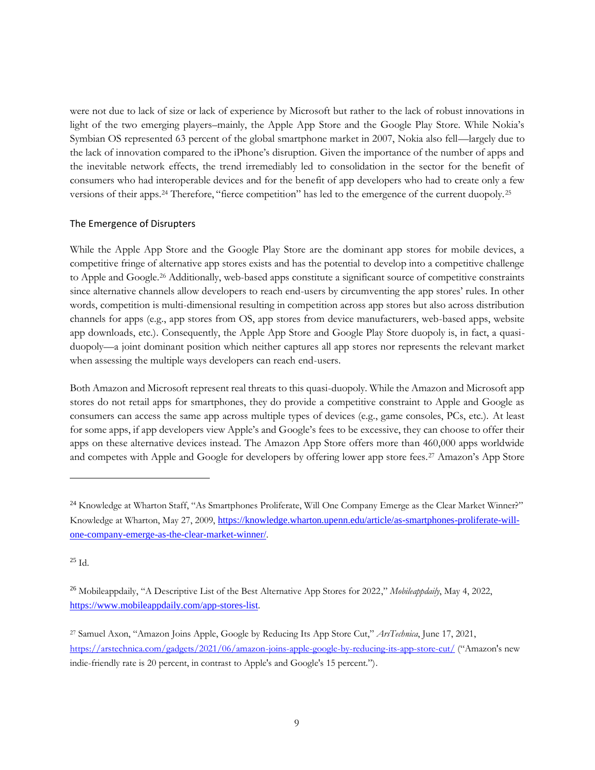were not due to lack of size or lack of experience by Microsoft but rather to the lack of robust innovations in light of the two emerging players–mainly, the Apple App Store and the Google Play Store. While Nokia's Symbian OS represented 63 percent of the global smartphone market in 2007, Nokia also fell—largely due to the lack of innovation compared to the iPhone's disruption. Given the importance of the number of apps and the inevitable network effects, the trend irremediably led to consolidation in the sector for the benefit of consumers who had interoperable devices and for the benefit of app developers who had to create only a few versions of their apps.[24] Therefore, "fierce competition" has led to the emergence of the current duopoly.[25]

## The Emergence of Disrupters

While the Apple App Store and the Google Play Store are the dominant app stores for mobile devices, a competitive fringe of alternative app stores exists and has the potential to develop into a competitive challenge to Apple and Google.[26] Additionally, web-based apps constitute a significant source of competitive constraints since alternative channels allow developers to reach end-users by circumventing the app stores' rules. In other words, competition is multi-dimensional resulting in competition across app stores but also across distribution channels for apps (e.g., app stores from OS, app stores from device manufacturers, web-based apps, website app downloads, etc.). Consequently, the Apple App Store and Google Play Store duopoly is, in fact, a quasi-duopoly—a joint dominant position which neither captures all app stores nor represents the relevant market when assessing the multiple ways developers can reach end-users.

Both Amazon and Microsoft represent real threats to this quasi-duopoly. While the Amazon and Microsoft app stores do not retail apps for smartphones, they do provide a competitive constraint to Apple and Google as consumers can access the same app across multiple types of devices (e.g., game consoles, PCs, etc.). At least for some apps, if app developers view Apple's and Google's fees to be excessive, they can choose to offer their apps on these alternative devices instead. The Amazon App Store offers more than 460,000 apps worldwide and competes with Apple and Google for developers by offering lower app store fees.[27] Amazon's App Store

---

[24] Knowledge at Wharton Staff, "As Smartphones Proliferate, Will One Company Emerge as the Clear Market Winner?" Knowledge at Wharton, May 27, 2009, https://knowledge.wharton.upenn.edu/article/as-smartphones-proliferate-will-one-company-emerge-as-the-clear-market-winner/.

[25] Id.

[26] Mobileappdaily, "A Descriptive List of the Best Alternative App Stores for 2022," *Mobileappdaily*, May 4, 2022, https://www.mobileappdaily.com/app-stores-list.

[27] Samuel Axon, "Amazon Joins Apple, Google by Reducing Its App Store Cut," *ArsTechnica*, June 17, 2021, https://arstechnica.com/gadgets/2021/06/amazon-joins-apple-google-by-reducing-its-app-store-cut/ ("Amazon's new indie-friendly rate is 20 percent, in contrast to Apple's and Google's 15 percent.").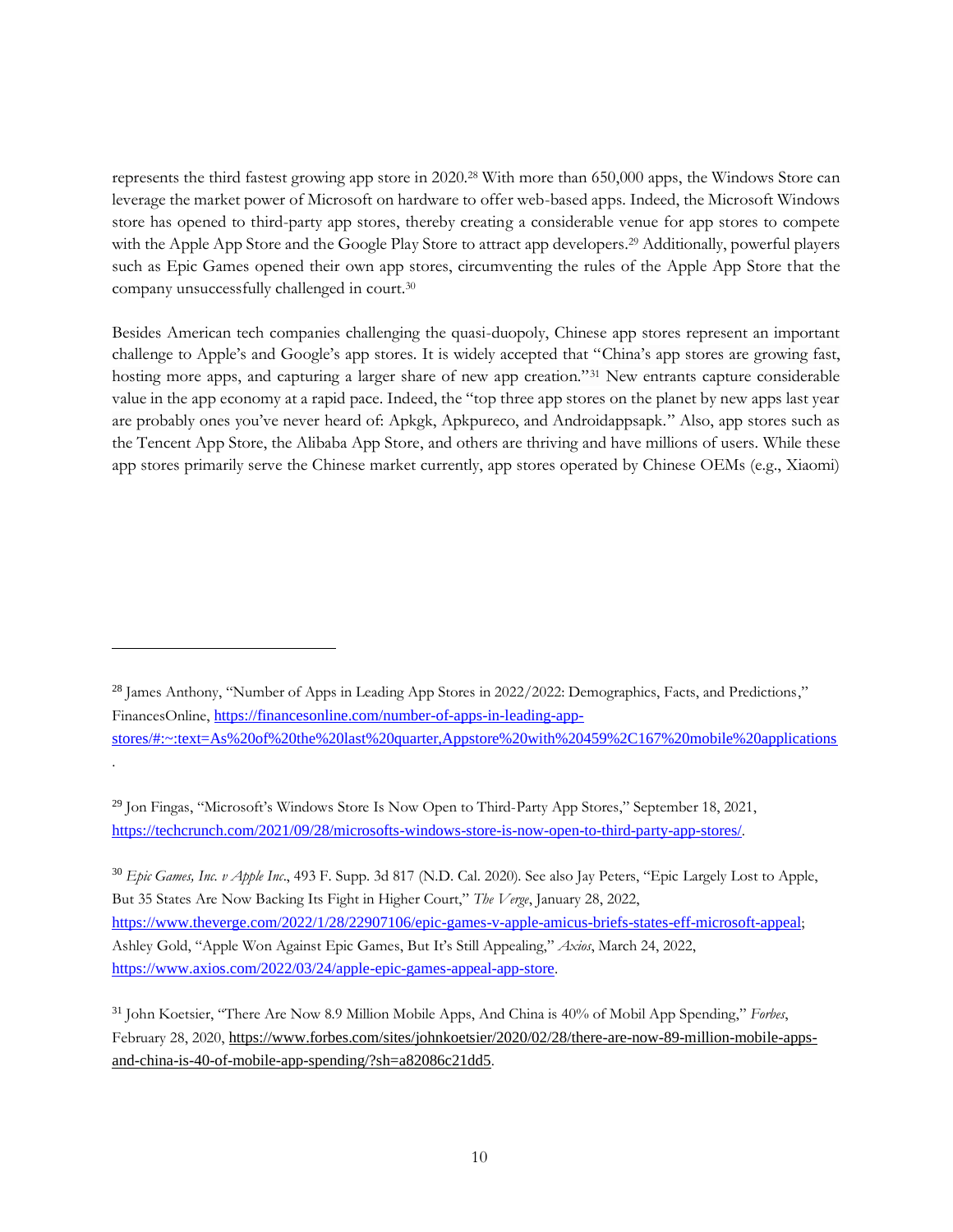represents the third fastest growing app store in 2020.[28] With more than 650,000 apps, the Windows Store can leverage the market power of Microsoft on hardware to offer web-based apps. Indeed, the Microsoft Windows store has opened to third-party app stores, thereby creating a considerable venue for app stores to compete with the Apple App Store and the Google Play Store to attract app developers.[29] Additionally, powerful players such as Epic Games opened their own app stores, circumventing the rules of the Apple App Store that the company unsuccessfully challenged in court.[30]

Besides American tech companies challenging the quasi-duopoly, Chinese app stores represent an important challenge to Apple's and Google's app stores. It is widely accepted that "China's app stores are growing fast, hosting more apps, and capturing a larger share of new app creation."[31] New entrants capture considerable value in the app economy at a rapid pace. Indeed, the "top three app stores on the planet by new apps last year are probably ones you've never heard of: Apkgk, Apkpureco, and Androidappsapk." Also, app stores such as the Tencent App Store, the Alibaba App Store, and others are thriving and have millions of users. While these app stores primarily serve the Chinese market currently, app stores operated by Chinese OEMs (e.g., Xiaomi)

---

[28] James Anthony, "Number of Apps in Leading App Stores in 2022/2022: Demographics, Facts, and Predictions," FinancesOnline, https://financesonline.com/number-of-apps-in-leading-app-stores/#:~:text=As%20of%20the%20last%20quarter,Appstore%20with%20459%2C167%20mobile%20applications.

[29] Jon Fingas, "Microsoft's Windows Store Is Now Open to Third-Party App Stores," September 18, 2021, https://techcrunch.com/2021/09/28/microsofts-windows-store-is-now-open-to-third-party-app-stores/.

[30] *Epic Games, Inc. v Apple Inc*., 493 F. Supp. 3d 817 (N.D. Cal. 2020). See also Jay Peters, "Epic Largely Lost to Apple, But 35 States Are Now Backing Its Fight in Higher Court," *The Verge*, January 28, 2022, https://www.theverge.com/2022/1/28/22907106/epic-games-v-apple-amicus-briefs-states-eff-microsoft-appeal; Ashley Gold, "Apple Won Against Epic Games, But It's Still Appealing," *Axios*, March 24, 2022, https://www.axios.com/2022/03/24/apple-epic-games-appeal-app-store.

[31] John Koetsier, "There Are Now 8.9 Million Mobile Apps, And China is 40% of Mobil App Spending," *Forbes*, February 28, 2020, https://www.forbes.com/sites/johnkoetsier/2020/02/28/there-are-now-89-million-mobile-apps-and-china-is-40-of-mobile-app-spending/?sh=a82086c21dd5.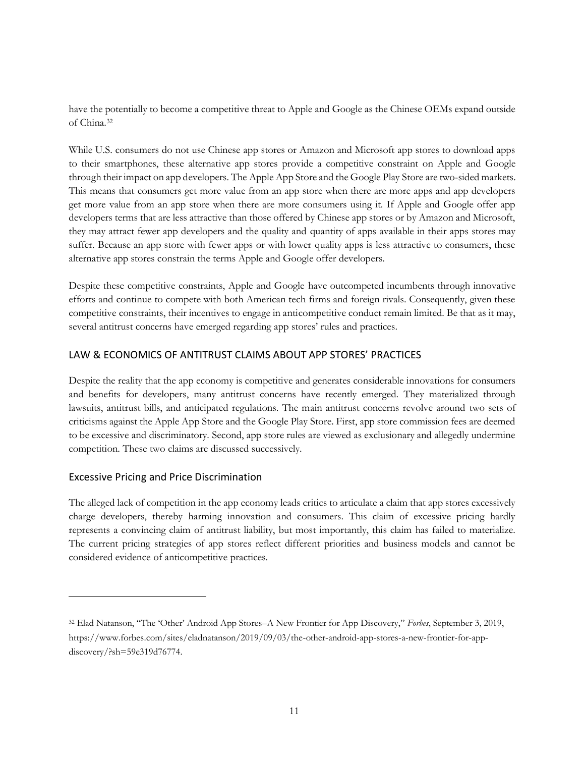have the potentially to become a competitive threat to Apple and Google as the Chinese OEMs expand outside of China.[32]

While U.S. consumers do not use Chinese app stores or Amazon and Microsoft app stores to download apps to their smartphones, these alternative app stores provide a competitive constraint on Apple and Google through their impact on app developers. The Apple App Store and the Google Play Store are two-sided markets. This means that consumers get more value from an app store when there are more apps and app developers get more value from an app store when there are more consumers using it. If Apple and Google offer app developers terms that are less attractive than those offered by Chinese app stores or by Amazon and Microsoft, they may attract fewer app developers and the quality and quantity of apps available in their apps stores may suffer. Because an app store with fewer apps or with lower quality apps is less attractive to consumers, these alternative app stores constrain the terms Apple and Google offer developers.

Despite these competitive constraints, Apple and Google have outcompeted incumbents through innovative efforts and continue to compete with both American tech firms and foreign rivals. Consequently, given these competitive constraints, their incentives to engage in anticompetitive conduct remain limited. Be that as it may, several antitrust concerns have emerged regarding app stores' rules and practices.

## LAW & ECONOMICS OF ANTITRUST CLAIMS ABOUT APP STORES' PRACTICES

Despite the reality that the app economy is competitive and generates considerable innovations for consumers and benefits for developers, many antitrust concerns have recently emerged. They materialized through lawsuits, antitrust bills, and anticipated regulations. The main antitrust concerns revolve around two sets of criticisms against the Apple App Store and the Google Play Store. First, app store commission fees are deemed to be excessive and discriminatory. Second, app store rules are viewed as exclusionary and allegedly undermine competition. These two claims are discussed successively.

### Excessive Pricing and Price Discrimination

The alleged lack of competition in the app economy leads critics to articulate a claim that app stores excessively charge developers, thereby harming innovation and consumers. This claim of excessive pricing hardly represents a convincing claim of antitrust liability, but most importantly, this claim has failed to materialize. The current pricing strategies of app stores reflect different priorities and business models and cannot be considered evidence of anticompetitive practices.

---

[32] Elad Natanson, "The 'Other' Android App Stores–A New Frontier for App Discovery," *Forbes*, September 3, 2019, https://www.forbes.com/sites/eladnatanson/2019/09/03/the-other-android-app-stores-a-new-frontier-for-app-discovery/?sh=59e319d76774.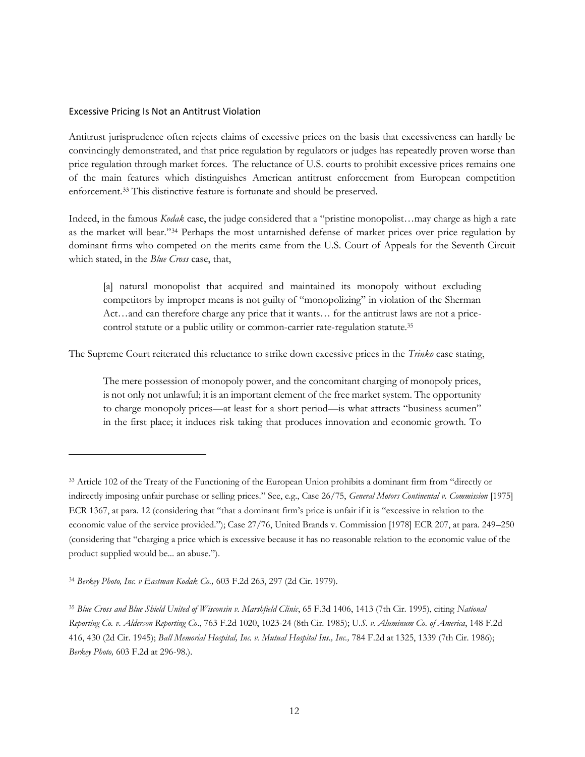## Excessive Pricing Is Not an Antitrust Violation

Antitrust jurisprudence often rejects claims of excessive prices on the basis that excessiveness can hardly be convincingly demonstrated, and that price regulation by regulators or judges has repeatedly proven worse than price regulation through market forces. The reluctance of U.S. courts to prohibit excessive prices remains one of the main features which distinguishes American antitrust enforcement from European competition enforcement.[33] This distinctive feature is fortunate and should be preserved.

Indeed, in the famous *Kodak* case, the judge considered that a "pristine monopolist…may charge as high a rate as the market will bear."[34] Perhaps the most untarnished defense of market prices over price regulation by dominant firms who competed on the merits came from the U.S. Court of Appeals for the Seventh Circuit which stated, in the *Blue Cross* case, that,

> [a] natural monopolist that acquired and maintained its monopoly without excluding competitors by improper means is not guilty of "monopolizing" in violation of the Sherman Act…and can therefore charge any price that it wants… for the antitrust laws are not a price-control statute or a public utility or common-carrier rate-regulation statute.[35]

The Supreme Court reiterated this reluctance to strike down excessive prices in the *Trinko* case stating,

> The mere possession of monopoly power, and the concomitant charging of monopoly prices, is not only not unlawful; it is an important element of the free market system. The opportunity to charge monopoly prices—at least for a short period—is what attracts "business acumen" in the first place; it induces risk taking that produces innovation and economic growth. To

---

[33] Article 102 of the Treaty of the Functioning of the European Union prohibits a dominant firm from "directly or indirectly imposing unfair purchase or selling prices." See, e.g., Case 26/75, *General Motors Continental v. Commission* [1975] ECR 1367, at para. 12 (considering that "that a dominant firm's price is unfair if it is "excessive in relation to the economic value of the service provided."); Case 27/76, United Brands v. Commission [1978] ECR 207, at para. 249–250 (considering that "charging a price which is excessive because it has no reasonable relation to the economic value of the product supplied would be... an abuse.").

[34] *Berkey Photo, Inc. v Eastman Kodak Co.,* 603 F.2d 263, 297 (2d Cir. 1979).

[35] *Blue Cross and Blue Shield United of Wisconsin v. Marshfield Clinic*, 65 F.3d 1406, 1413 (7th Cir. 1995), citing *National Reporting Co. v. Alderson Reporting Co*., 763 F.2d 1020, 1023-24 (8th Cir. 1985); U*.S. v. Aluminum Co. of America*, 148 F.2d 416, 430 (2d Cir. 1945); *Ball Memorial Hospital, Inc. v. Mutual Hospital Ins., Inc.,* 784 F.2d at 1325, 1339 (7th Cir. 1986); *Berkey Photo,* 603 F.2d at 296-98.).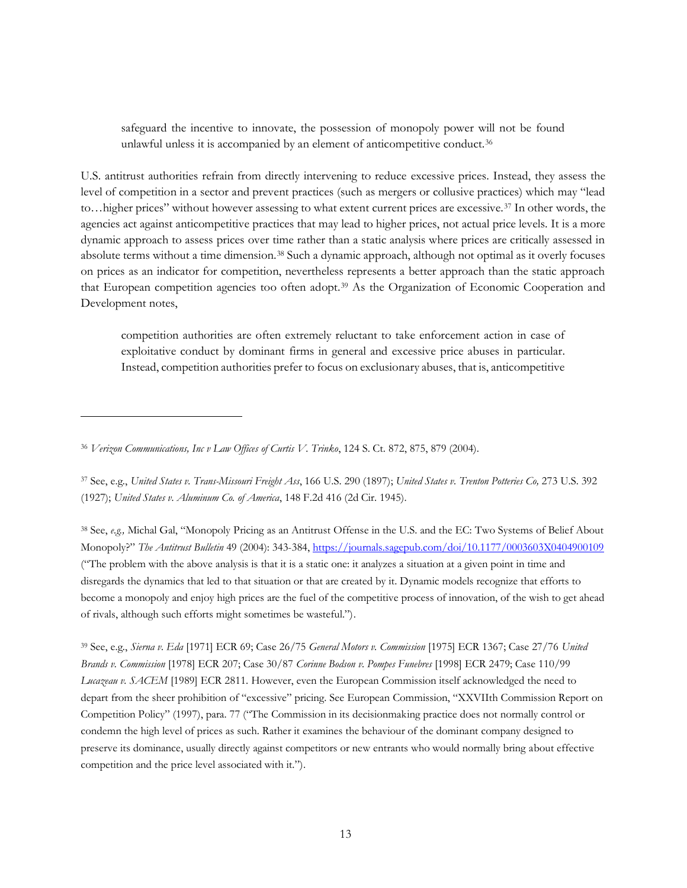> safeguard the incentive to innovate, the possession of monopoly power will not be found unlawful unless it is accompanied by an element of anticompetitive conduct.[36]

U.S. antitrust authorities refrain from directly intervening to reduce excessive prices. Instead, they assess the level of competition in a sector and prevent practices (such as mergers or collusive practices) which may "lead to…higher prices" without however assessing to what extent current prices are excessive.[37] In other words, the agencies act against anticompetitive practices that may lead to higher prices, not actual price levels. It is a more dynamic approach to assess prices over time rather than a static analysis where prices are critically assessed in absolute terms without a time dimension.[38] Such a dynamic approach, although not optimal as it overly focuses on prices as an indicator for competition, nevertheless represents a better approach than the static approach that European competition agencies too often adopt.[39] As the Organization of Economic Cooperation and Development notes,

> competition authorities are often extremely reluctant to take enforcement action in case of exploitative conduct by dominant firms in general and excessive price abuses in particular. Instead, competition authorities prefer to focus on exclusionary abuses, that is, anticompetitive

---

[36] *Verizon Communications, Inc v Law Offices of Curtis V. Trinko*, 124 S. Ct. 872, 875, 879 (2004).

[37] See, e.g., *United States v. Trans-Missouri Freight Ass*, 166 U.S. 290 (1897); *United States v. Trenton Potteries Co,* 273 U.S. 392 (1927); *United States v. Aluminum Co. of America*, 148 F.2d 416 (2d Cir. 1945).

[38] See, *e.g.,* Michal Gal, "Monopoly Pricing as an Antitrust Offense in the U.S. and the EC: Two Systems of Belief About Monopoly?" *The Antitrust Bulletin* 49 (2004): 343-384, https://journals.sagepub.com/doi/10.1177/0003603X0404900109 ("The problem with the above analysis is that it is a static one: it analyzes a situation at a given point in time and disregards the dynamics that led to that situation or that are created by it. Dynamic models recognize that efforts to become a monopoly and enjoy high prices are the fuel of the competitive process of innovation, of the wish to get ahead of rivals, although such efforts might sometimes be wasteful.").

[39] See, e.g., *Sierna v. Eda* [1971] ECR 69; Case 26/75 *General Motors v. Commission* [1975] ECR 1367; Case 27/76 *United Brands v. Commission* [1978] ECR 207; Case 30/87 *Corinne Bodson v. Pompes Funebres* [1998] ECR 2479; Case 110/99 *Lucazeau v. SACEM* [1989] ECR 2811. However, even the European Commission itself acknowledged the need to depart from the sheer prohibition of "excessive" pricing. See European Commission, "XXVIIth Commission Report on Competition Policy" (1997), para. 77 ("The Commission in its decisionmaking practice does not normally control or condemn the high level of prices as such. Rather it examines the behaviour of the dominant company designed to preserve its dominance, usually directly against competitors or new entrants who would normally bring about effective competition and the price level associated with it.").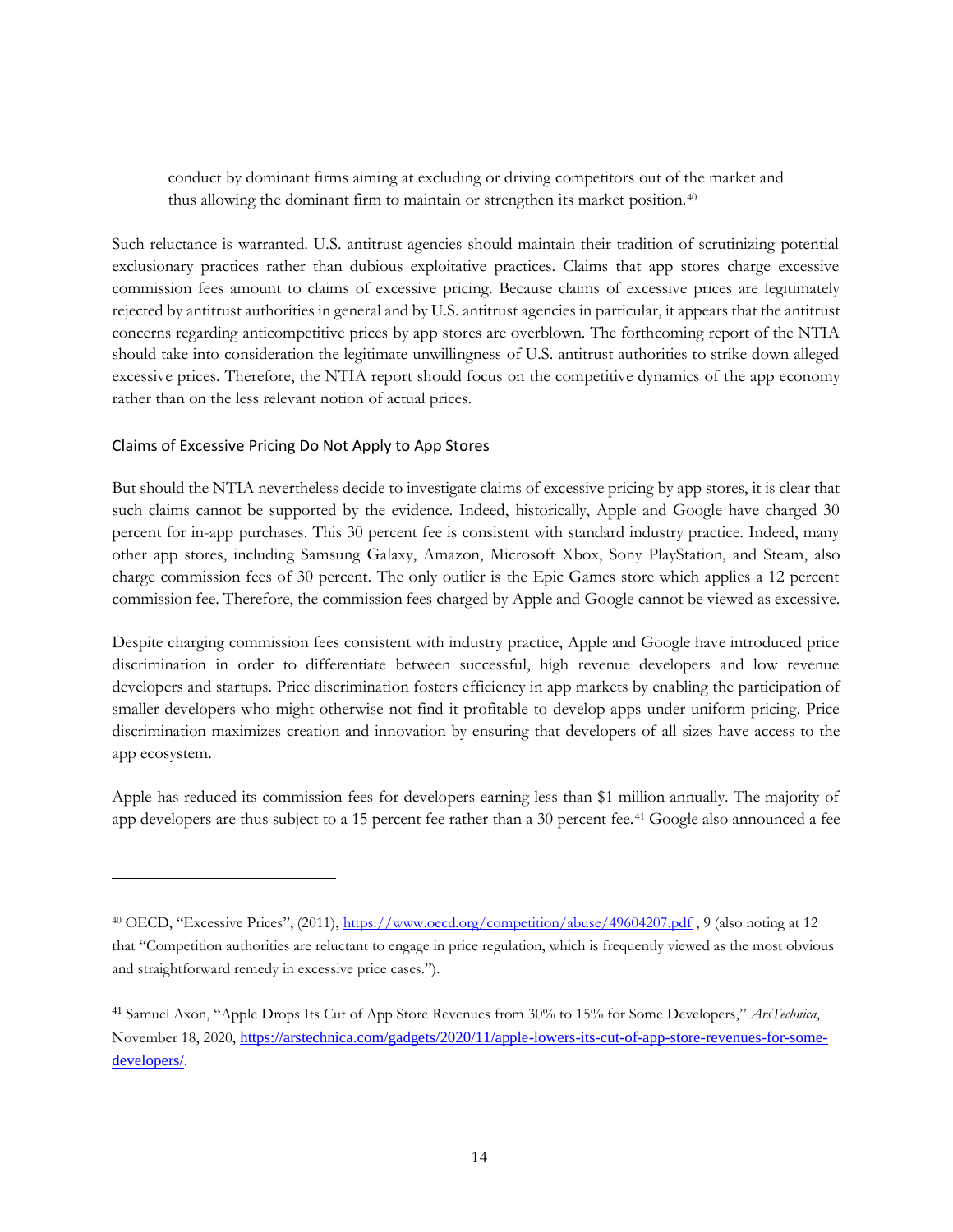conduct by dominant firms aiming at excluding or driving competitors out of the market and thus allowing the dominant firm to maintain or strengthen its market position.[40]

Such reluctance is warranted. U.S. antitrust agencies should maintain their tradition of scrutinizing potential exclusionary practices rather than dubious exploitative practices. Claims that app stores charge excessive commission fees amount to claims of excessive pricing. Because claims of excessive prices are legitimately rejected by antitrust authorities in general and by U.S. antitrust agencies in particular, it appears that the antitrust concerns regarding anticompetitive prices by app stores are overblown. The forthcoming report of the NTIA should take into consideration the legitimate unwillingness of U.S. antitrust authorities to strike down alleged excessive prices. Therefore, the NTIA report should focus on the competitive dynamics of the app economy rather than on the less relevant notion of actual prices.

### Claims of Excessive Pricing Do Not Apply to App Stores

But should the NTIA nevertheless decide to investigate claims of excessive pricing by app stores, it is clear that such claims cannot be supported by the evidence. Indeed, historically, Apple and Google have charged 30 percent for in-app purchases. This 30 percent fee is consistent with standard industry practice. Indeed, many other app stores, including Samsung Galaxy, Amazon, Microsoft Xbox, Sony PlayStation, and Steam, also charge commission fees of 30 percent. The only outlier is the Epic Games store which applies a 12 percent commission fee. Therefore, the commission fees charged by Apple and Google cannot be viewed as excessive.

Despite charging commission fees consistent with industry practice, Apple and Google have introduced price discrimination in order to differentiate between successful, high revenue developers and low revenue developers and startups. Price discrimination fosters efficiency in app markets by enabling the participation of smaller developers who might otherwise not find it profitable to develop apps under uniform pricing. Price discrimination maximizes creation and innovation by ensuring that developers of all sizes have access to the app ecosystem.

Apple has reduced its commission fees for developers earning less than $1 million annually. The majority of app developers are thus subject to a 15 percent fee rather than a 30 percent fee.[41] Google also announced a fee

---

[40] OECD, "Excessive Prices", (2011), https://www.oecd.org/competition/abuse/49604207.pdf , 9 (also noting at 12 that "Competition authorities are reluctant to engage in price regulation, which is frequently viewed as the most obvious and straightforward remedy in excessive price cases.").

[41] Samuel Axon, "Apple Drops Its Cut of App Store Revenues from 30% to 15% for Some Developers," *ArsTechnica*, November 18, 2020, https://arstechnica.com/gadgets/2020/11/apple-lowers-its-cut-of-app-store-revenues-for-some-developers/.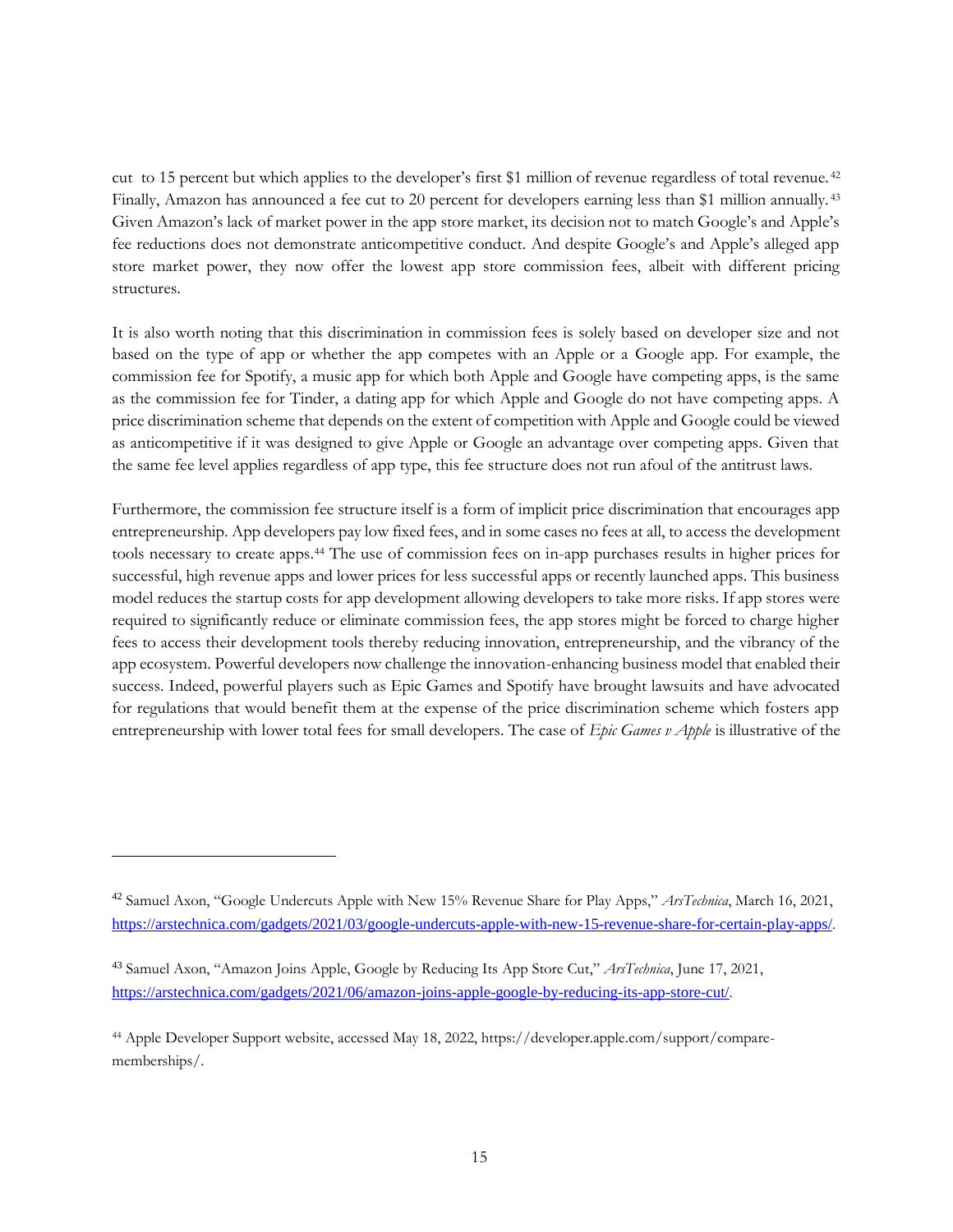cut to 15 percent but which applies to the developer's first $1 million of revenue regardless of total revenue.[42] Finally, Amazon has announced a fee cut to 20 percent for developers earning less than $1 million annually.[43] Given Amazon's lack of market power in the app store market, its decision not to match Google's and Apple's fee reductions does not demonstrate anticompetitive conduct. And despite Google's and Apple's alleged app store market power, they now offer the lowest app store commission fees, albeit with different pricing structures.

It is also worth noting that this discrimination in commission fees is solely based on developer size and not based on the type of app or whether the app competes with an Apple or a Google app. For example, the commission fee for Spotify, a music app for which both Apple and Google have competing apps, is the same as the commission fee for Tinder, a dating app for which Apple and Google do not have competing apps. A price discrimination scheme that depends on the extent of competition with Apple and Google could be viewed as anticompetitive if it was designed to give Apple or Google an advantage over competing apps. Given that the same fee level applies regardless of app type, this fee structure does not run afoul of the antitrust laws.

Furthermore, the commission fee structure itself is a form of implicit price discrimination that encourages app entrepreneurship. App developers pay low fixed fees, and in some cases no fees at all, to access the development tools necessary to create apps.[44] The use of commission fees on in-app purchases results in higher prices for successful, high revenue apps and lower prices for less successful apps or recently launched apps. This business model reduces the startup costs for app development allowing developers to take more risks. If app stores were required to significantly reduce or eliminate commission fees, the app stores might be forced to charge higher fees to access their development tools thereby reducing innovation, entrepreneurship, and the vibrancy of the app ecosystem. Powerful developers now challenge the innovation-enhancing business model that enabled their success. Indeed, powerful players such as Epic Games and Spotify have brought lawsuits and have advocated for regulations that would benefit them at the expense of the price discrimination scheme which fosters app entrepreneurship with lower total fees for small developers. The case of *Epic Games v Apple* is illustrative of the

---

[42] Samuel Axon, "Google Undercuts Apple with New 15% Revenue Share for Play Apps," *ArsTechnica*, March 16, 2021, https://arstechnica.com/gadgets/2021/03/google-undercuts-apple-with-new-15-revenue-share-for-certain-play-apps/.

[43] Samuel Axon, "Amazon Joins Apple, Google by Reducing Its App Store Cut," *ArsTechnica*, June 17, 2021, https://arstechnica.com/gadgets/2021/06/amazon-joins-apple-google-by-reducing-its-app-store-cut/.

[44] Apple Developer Support website, accessed May 18, 2022, https://developer.apple.com/support/compare-memberships/.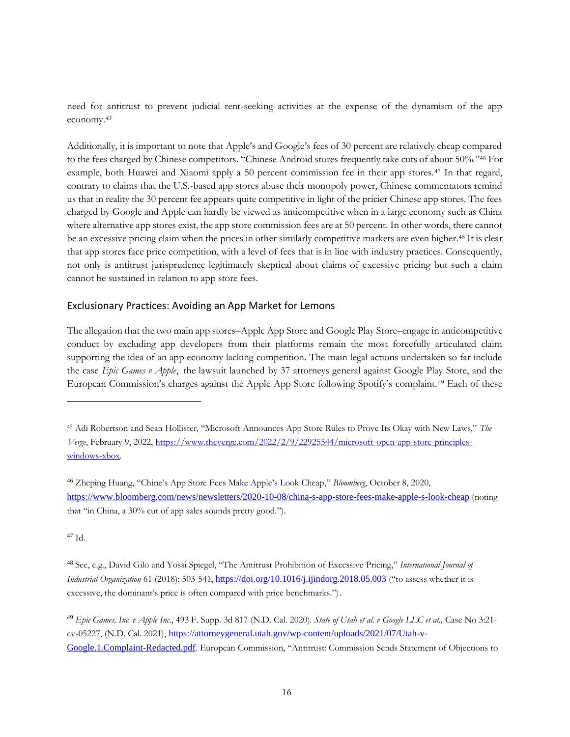need for antitrust to prevent judicial rent-seeking activities at the expense of the dynamism of the app economy.[45]

Additionally, it is important to note that Apple's and Google's fees of 30 percent are relatively cheap compared to the fees charged by Chinese competitors. "Chinese Android stores frequently take cuts of about 50%."[46] For example, both Huawei and Xiaomi apply a 50 percent commission fee in their app stores.[47] In that regard, contrary to claims that the U.S.-based app stores abuse their monopoly power, Chinese commentators remind us that in reality the 30 percent fee appears quite competitive in light of the pricier Chinese app stores. The fees charged by Google and Apple can hardly be viewed as anticompetitive when in a large economy such as China where alternative app stores exist, the app store commission fees are at 50 percent. In other words, there cannot be an excessive pricing claim when the prices in other similarly competitive markets are even higher.[48] It is clear that app stores face price competition, with a level of fees that is in line with industry practices. Consequently, not only is antitrust jurisprudence legitimately skeptical about claims of excessive pricing but such a claim cannot be sustained in relation to app store fees.

## Exclusionary Practices: Avoiding an App Market for Lemons

The allegation that the two main app stores–Apple App Store and Google Play Store–engage in anticompetitive conduct by excluding app developers from their platforms remain the most forcefully articulated claim supporting the idea of an app economy lacking competition. The main legal actions undertaken so far include the case *Epic Games v Apple*, the lawsuit launched by 37 attorneys general against Google Play Store, and the European Commission's charges against the Apple App Store following Spotify's complaint.[49] Each of these

---

[45] Adi Robertson and Sean Hollister, "Microsoft Announces App Store Rules to Prove Its Okay with New Laws," *The Verge*, February 9, 2022, https://www.theverge.com/2022/2/9/22925544/microsoft-open-app-store-principles-windows-xbox.

[46] Zheping Huang, "Chine's App Store Fees Make Apple's Look Cheap," *Bloomberg*, October 8, 2020, https://www.bloomberg.com/news/newsletters/2020-10-08/china-s-app-store-fees-make-apple-s-look-cheap (noting that "in China, a 30% cut of app sales sounds pretty good.").

[47] Id.

[48] See, e.g., David Gilo and Yossi Spiegel, "The Antitrust Prohibition of Excessive Pricing," *International Journal of Industrial Organization* 61 (2018): 503-541, https://doi.org/10.1016/j.ijindorg.2018.05.003 ("to assess whether it is excessive, the dominant's price is often compared with price benchmarks.").

[49] *Epic Games, Inc. v Apple Inc*., 493 F. Supp. 3d 817 (N.D. Cal. 2020). *State of Utah et al. v Google LLC et al.,* Case No 3:21-cv-05227, (N.D. Cal. 2021), https://attorneygeneral.utah.gov/wp-content/uploads/2021/07/Utah-v-Google.1.Complaint-Redacted.pdf. European Commission, "Antitrust: Commission Sends Statement of Objections to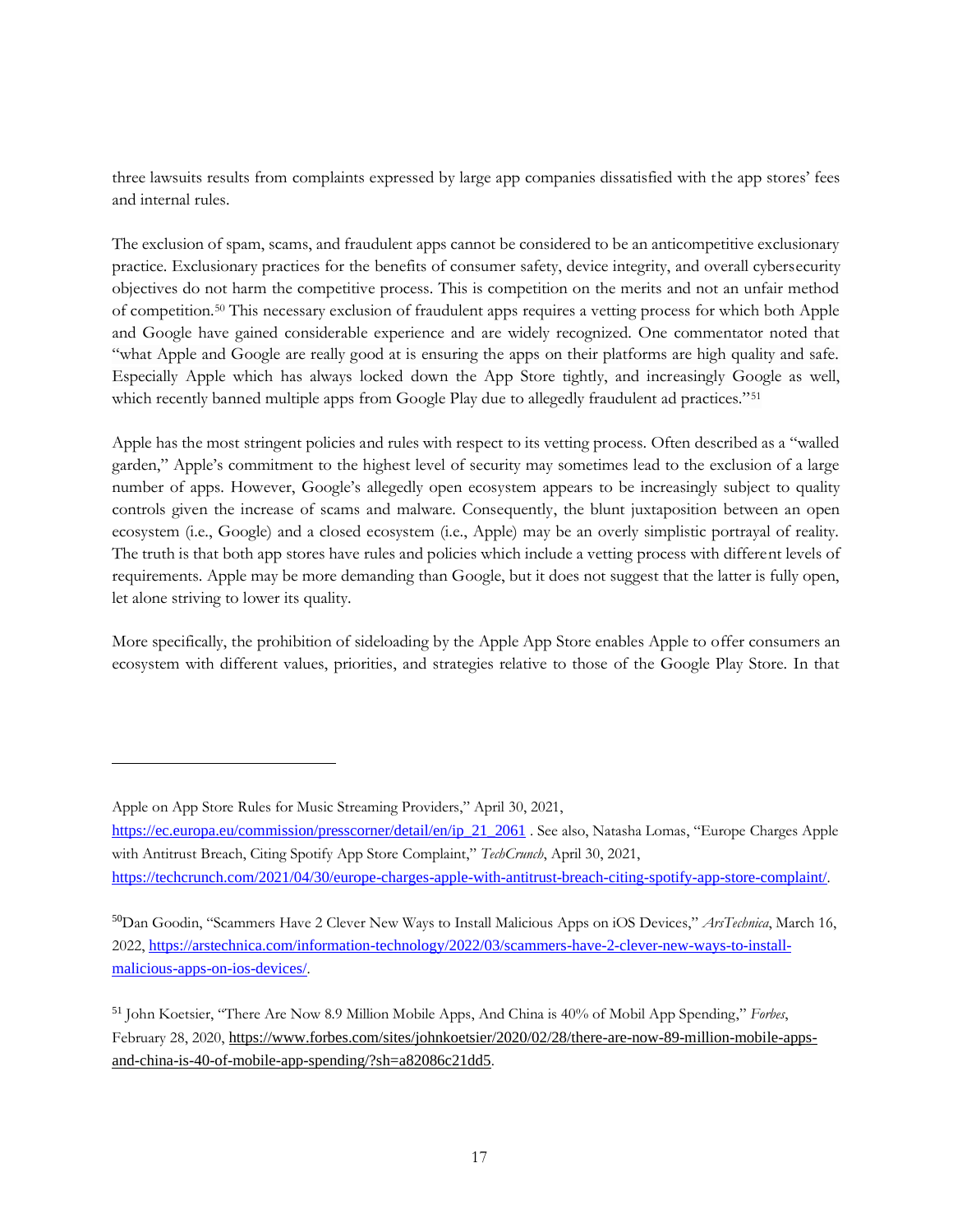three lawsuits results from complaints expressed by large app companies dissatisfied with the app stores' fees and internal rules.

The exclusion of spam, scams, and fraudulent apps cannot be considered to be an anticompetitive exclusionary practice. Exclusionary practices for the benefits of consumer safety, device integrity, and overall cybersecurity objectives do not harm the competitive process. This is competition on the merits and not an unfair method of competition.[50] This necessary exclusion of fraudulent apps requires a vetting process for which both Apple and Google have gained considerable experience and are widely recognized. One commentator noted that "what Apple and Google are really good at is ensuring the apps on their platforms are high quality and safe. Especially Apple which has always locked down the App Store tightly, and increasingly Google as well, which recently banned multiple apps from Google Play due to allegedly fraudulent ad practices."[51]

Apple has the most stringent policies and rules with respect to its vetting process. Often described as a "walled garden," Apple's commitment to the highest level of security may sometimes lead to the exclusion of a large number of apps. However, Google's allegedly open ecosystem appears to be increasingly subject to quality controls given the increase of scams and malware. Consequently, the blunt juxtaposition between an open ecosystem (i.e., Google) and a closed ecosystem (i.e., Apple) may be an overly simplistic portrayal of reality. The truth is that both app stores have rules and policies which include a vetting process with different levels of requirements. Apple may be more demanding than Google, but it does not suggest that the latter is fully open, let alone striving to lower its quality.

More specifically, the prohibition of sideloading by the Apple App Store enables Apple to offer consumers an ecosystem with different values, priorities, and strategies relative to those of the Google Play Store. In that

---

Apple on App Store Rules for Music Streaming Providers," April 30, 2021, https://ec.europa.eu/commission/presscorner/detail/en/ip_21_2061 . See also, Natasha Lomas, "Europe Charges Apple with Antitrust Breach, Citing Spotify App Store Complaint," *TechCrunch*, April 30, 2021, https://techcrunch.com/2021/04/30/europe-charges-apple-with-antitrust-breach-citing-spotify-app-store-complaint/.

[50] Dan Goodin, "Scammers Have 2 Clever New Ways to Install Malicious Apps on iOS Devices," *ArsTechnica*, March 16, 2022, https://arstechnica.com/information-technology/2022/03/scammers-have-2-clever-new-ways-to-install-malicious-apps-on-ios-devices/.

[51] John Koetsier, "There Are Now 8.9 Million Mobile Apps, And China is 40% of Mobil App Spending," *Forbes*, February 28, 2020, https://www.forbes.com/sites/johnkoetsier/2020/02/28/there-are-now-89-million-mobile-apps-and-china-is-40-of-mobile-app-spending/?sh=a82086c21dd5.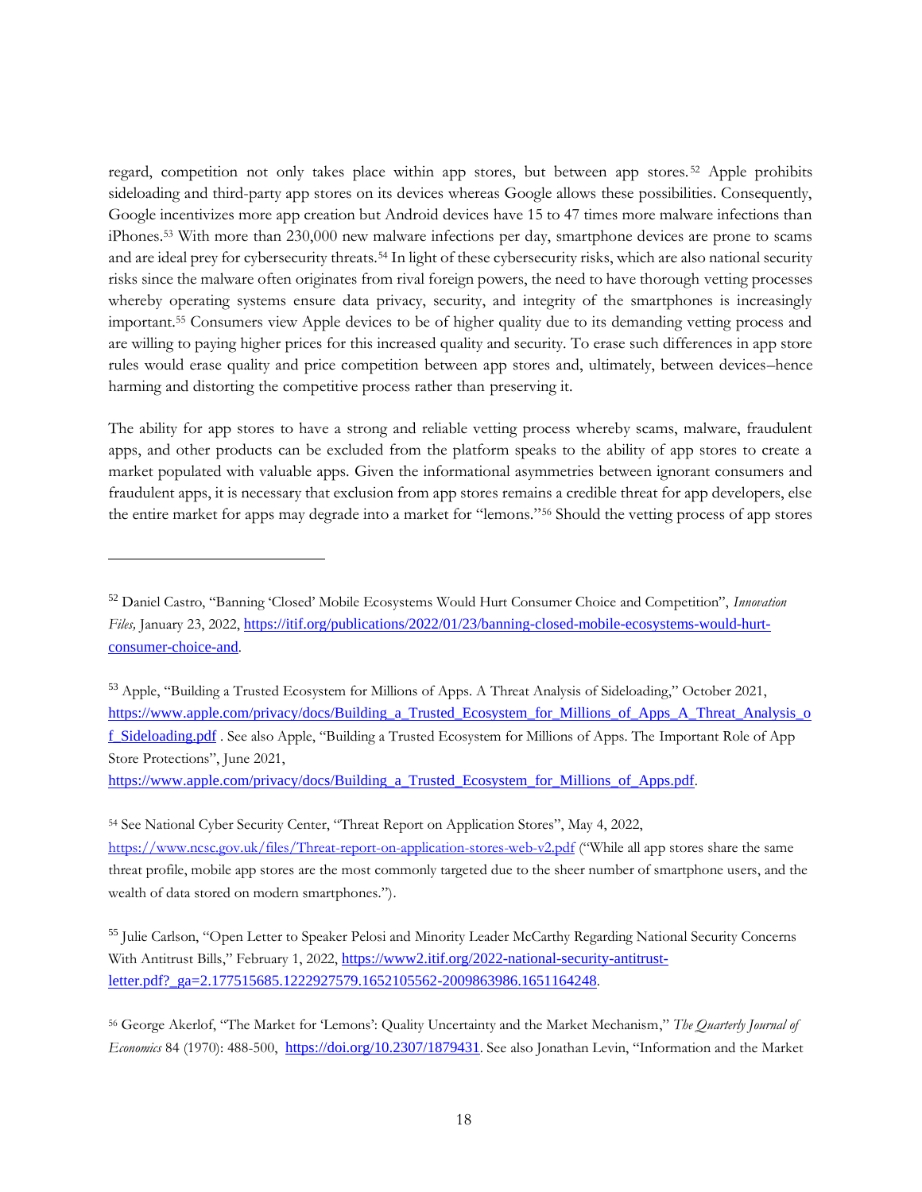regard, competition not only takes place within app stores, but between app stores.[52] Apple prohibits sideloading and third-party app stores on its devices whereas Google allows these possibilities. Consequently, Google incentivizes more app creation but Android devices have 15 to 47 times more malware infections than iPhones.[53] With more than 230,000 new malware infections per day, smartphone devices are prone to scams and are ideal prey for cybersecurity threats.[54] In light of these cybersecurity risks, which are also national security risks since the malware often originates from rival foreign powers, the need to have thorough vetting processes whereby operating systems ensure data privacy, security, and integrity of the smartphones is increasingly important.[55] Consumers view Apple devices to be of higher quality due to its demanding vetting process and are willing to paying higher prices for this increased quality and security. To erase such differences in app store rules would erase quality and price competition between app stores and, ultimately, between devices–hence harming and distorting the competitive process rather than preserving it.

The ability for app stores to have a strong and reliable vetting process whereby scams, malware, fraudulent apps, and other products can be excluded from the platform speaks to the ability of app stores to create a market populated with valuable apps. Given the informational asymmetries between ignorant consumers and fraudulent apps, it is necessary that exclusion from app stores remains a credible threat for app developers, else the entire market for apps may degrade into a market for "lemons."[56] Should the vetting process of app stores

---

[52] Daniel Castro, "Banning 'Closed' Mobile Ecosystems Would Hurt Consumer Choice and Competition", *Innovation Files,* January 23, 2022, https://itif.org/publications/2022/01/23/banning-closed-mobile-ecosystems-would-hurt-consumer-choice-and.

[53] Apple, "Building a Trusted Ecosystem for Millions of Apps. A Threat Analysis of Sideloading," October 2021, https://www.apple.com/privacy/docs/Building_a_Trusted_Ecosystem_for_Millions_of_Apps_A_Threat_Analysis_of_Sideloading.pdf . See also Apple, "Building a Trusted Ecosystem for Millions of Apps. The Important Role of App Store Protections", June 2021, https://www.apple.com/privacy/docs/Building_a_Trusted_Ecosystem_for_Millions_of_Apps.pdf.

[54] See National Cyber Security Center, "Threat Report on Application Stores", May 4, 2022, https://www.ncsc.gov.uk/files/Threat-report-on-application-stores-web-v2.pdf ("While all app stores share the same threat profile, mobile app stores are the most commonly targeted due to the sheer number of smartphone users, and the wealth of data stored on modern smartphones.").

[55] Julie Carlson, "Open Letter to Speaker Pelosi and Minority Leader McCarthy Regarding National Security Concerns With Antitrust Bills," February 1, 2022, https://www2.itif.org/2022-national-security-antitrust-letter.pdf?_ga=2.177515685.1222927579.1652105562-2009863986.1651164248.

[56] George Akerlof, "The Market for 'Lemons': Quality Uncertainty and the Market Mechanism," *The Quarterly Journal of Economics* 84 (1970): 488-500, https://doi.org/10.2307/1879431. See also Jonathan Levin, "Information and the Market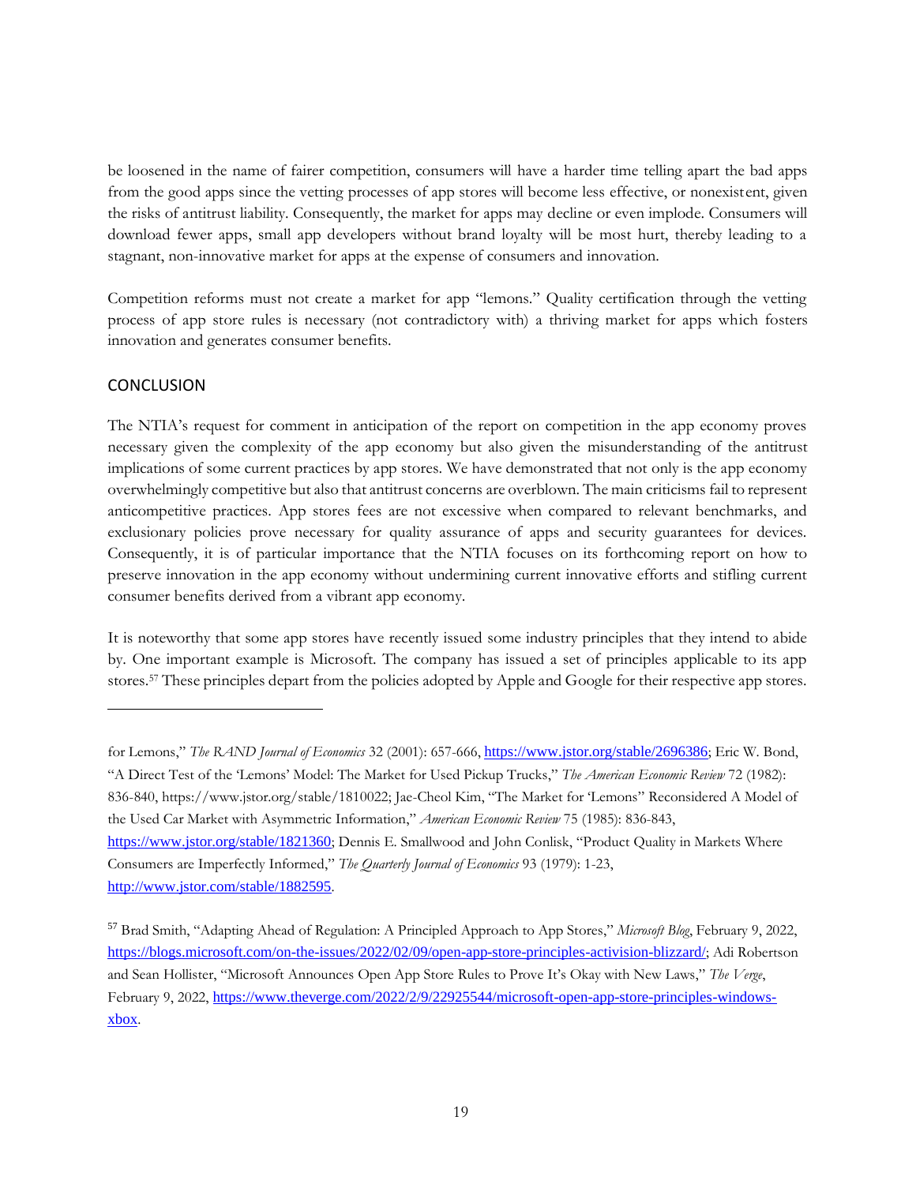be loosened in the name of fairer competition, consumers will have a harder time telling apart the bad apps from the good apps since the vetting processes of app stores will become less effective, or nonexistent, given the risks of antitrust liability. Consequently, the market for apps may decline or even implode. Consumers will download fewer apps, small app developers without brand loyalty will be most hurt, thereby leading to a stagnant, non-innovative market for apps at the expense of consumers and innovation.

Competition reforms must not create a market for app "lemons." Quality certification through the vetting process of app store rules is necessary (not contradictory with) a thriving market for apps which fosters innovation and generates consumer benefits.

## CONCLUSION

The NTIA's request for comment in anticipation of the report on competition in the app economy proves necessary given the complexity of the app economy but also given the misunderstanding of the antitrust implications of some current practices by app stores. We have demonstrated that not only is the app economy overwhelmingly competitive but also that antitrust concerns are overblown. The main criticisms fail to represent anticompetitive practices. App stores fees are not excessive when compared to relevant benchmarks, and exclusionary policies prove necessary for quality assurance of apps and security guarantees for devices. Consequently, it is of particular importance that the NTIA focuses on its forthcoming report on how to preserve innovation in the app economy without undermining current innovative efforts and stifling current consumer benefits derived from a vibrant app economy.

It is noteworthy that some app stores have recently issued some industry principles that they intend to abide by. One important example is Microsoft. The company has issued a set of principles applicable to its app stores.[57] These principles depart from the policies adopted by Apple and Google for their respective app stores.

---

for Lemons," *The RAND Journal of Economics* 32 (2001): 657-666, https://www.jstor.org/stable/2696386; Eric W. Bond, "A Direct Test of the 'Lemons' Model: The Market for Used Pickup Trucks," *The American Economic Review* 72 (1982): 836-840, https://www.jstor.org/stable/1810022; Jae-Cheol Kim, "The Market for 'Lemons" Reconsidered A Model of the Used Car Market with Asymmetric Information," *American Economic Review* 75 (1985): 836-843, https://www.jstor.org/stable/1821360; Dennis E. Smallwood and John Conlisk, "Product Quality in Markets Where Consumers are Imperfectly Informed," *The Quarterly Journal of Economics* 93 (1979): 1-23, http://www.jstor.com/stable/1882595.

[57] Brad Smith, "Adapting Ahead of Regulation: A Principled Approach to App Stores," *Microsoft Blog*, February 9, 2022, https://blogs.microsoft.com/on-the-issues/2022/02/09/open-app-store-principles-activision-blizzard/; Adi Robertson and Sean Hollister, "Microsoft Announces Open App Store Rules to Prove It's Okay with New Laws," *The Verge*, February 9, 2022, https://www.theverge.com/2022/2/9/22925544/microsoft-open-app-store-principles-windows-xbox.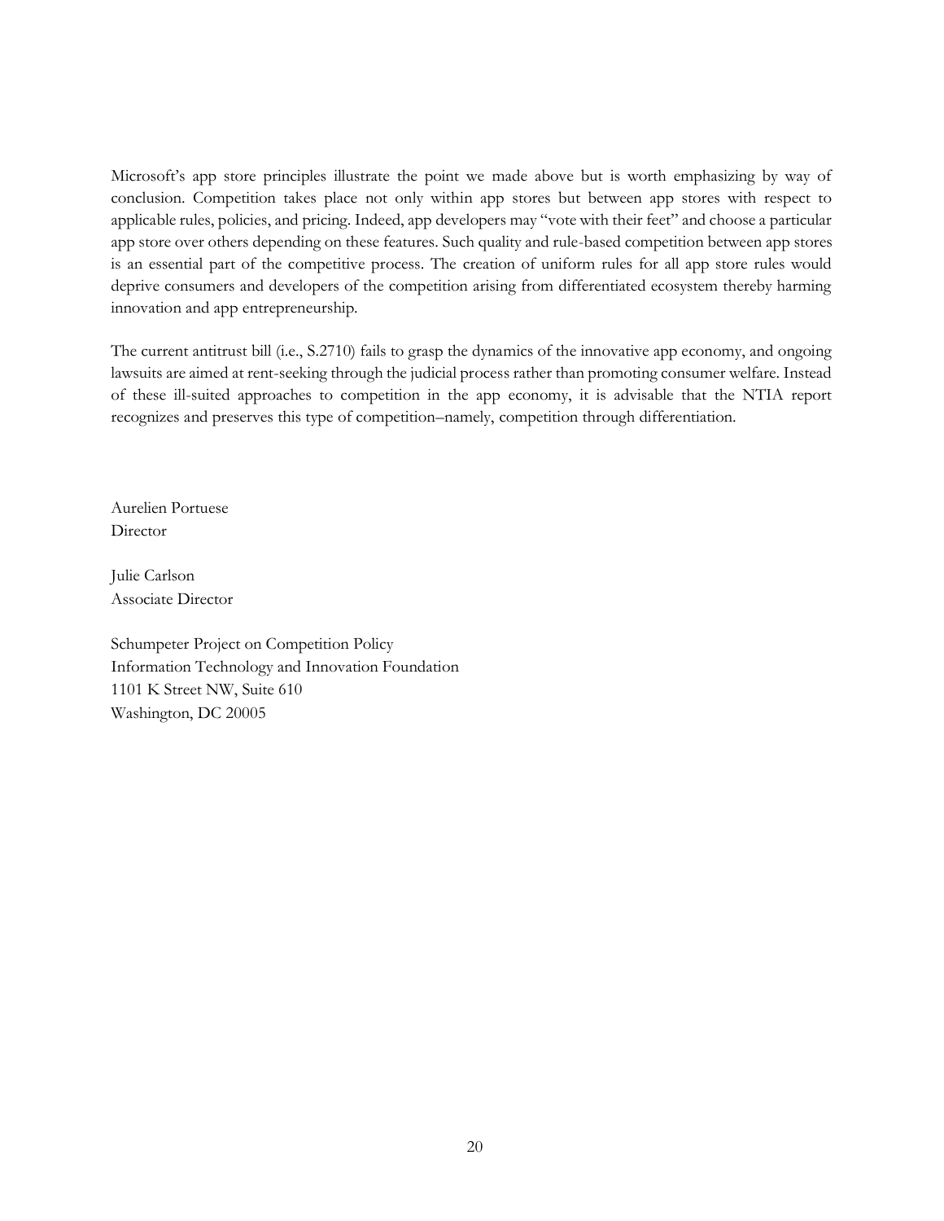Microsoft's app store principles illustrate the point we made above but is worth emphasizing by way of conclusion. Competition takes place not only within app stores but between app stores with respect to applicable rules, policies, and pricing. Indeed, app developers may "vote with their feet" and choose a particular app store over others depending on these features. Such quality and rule-based competition between app stores is an essential part of the competitive process. The creation of uniform rules for all app store rules would deprive consumers and developers of the competition arising from differentiated ecosystem thereby harming innovation and app entrepreneurship.

The current antitrust bill (i.e., S.2710) fails to grasp the dynamics of the innovative app economy, and ongoing lawsuits are aimed at rent-seeking through the judicial process rather than promoting consumer welfare. Instead of these ill-suited approaches to competition in the app economy, it is advisable that the NTIA report recognizes and preserves this type of competition–namely, competition through differentiation.

Aurelien Portuese
Director

Julie Carlson
Associate Director

Schumpeter Project on Competition Policy
Information Technology and Innovation Foundation
1101 K Street NW, Suite 610
Washington, DC 20005